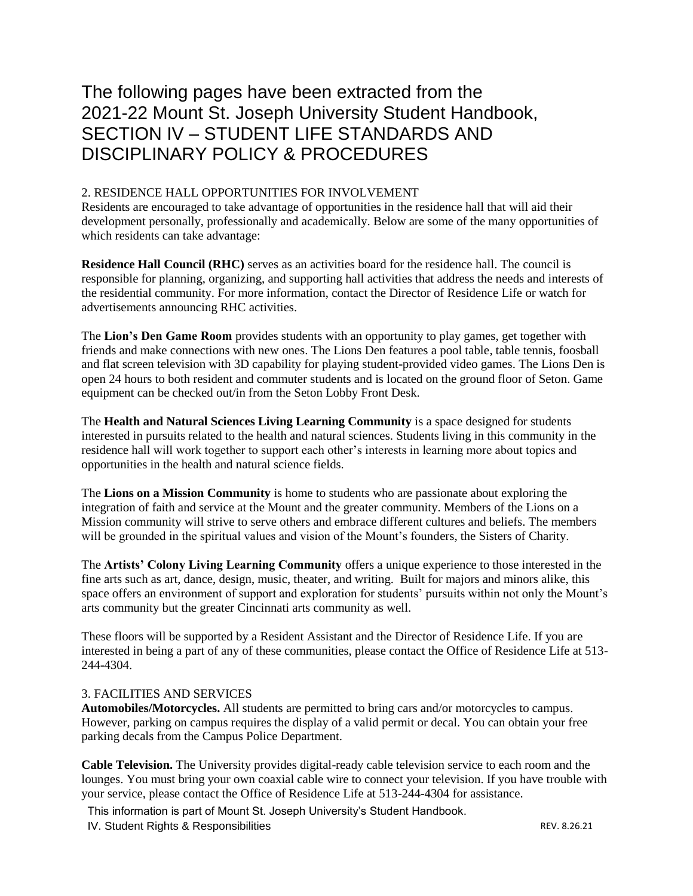# The following pages have been extracted from the 2021-22 Mount St. Joseph University Student Handbook, SECTION IV – STUDENT LIFE STANDARDS AND DISCIPLINARY POLICY & PROCEDURES

## 2. RESIDENCE HALL OPPORTUNITIES FOR INVOLVEMENT

Residents are encouraged to take advantage of opportunities in the residence hall that will aid their development personally, professionally and academically. Below are some of the many opportunities of which residents can take advantage:

**Residence Hall Council (RHC)** serves as an activities board for the residence hall. The council is responsible for planning, organizing, and supporting hall activities that address the needs and interests of the residential community. For more information, contact the Director of Residence Life or watch for advertisements announcing RHC activities.

The **Lion's Den Game Room** provides students with an opportunity to play games, get together with friends and make connections with new ones. The Lions Den features a pool table, table tennis, foosball and flat screen television with 3D capability for playing student-provided video games. The Lions Den is open 24 hours to both resident and commuter students and is located on the ground floor of Seton. Game equipment can be checked out/in from the Seton Lobby Front Desk.

The **Health and Natural Sciences Living Learning Community** is a space designed for students interested in pursuits related to the health and natural sciences. Students living in this community in the residence hall will work together to support each other's interests in learning more about topics and opportunities in the health and natural science fields.

The **Lions on a Mission Community** is home to students who are passionate about exploring the integration of faith and service at the Mount and the greater community. Members of the Lions on a Mission community will strive to serve others and embrace different cultures and beliefs. The members will be grounded in the spiritual values and vision of the Mount's founders, the Sisters of Charity.

The **Artists' Colony Living Learning Community** offers a unique experience to those interested in the fine arts such as art, dance, design, music, theater, and writing. Built for majors and minors alike, this space offers an environment of support and exploration for students' pursuits within not only the Mount's arts community but the greater Cincinnati arts community as well.

These floors will be supported by a Resident Assistant and the Director of Residence Life. If you are interested in being a part of any of these communities, please contact the Office of Residence Life at 513-244-4304.

## 3. FACILITIES AND SERVICES

**Automobiles/Motorcycles.** All students are permitted to bring cars and/or motorcycles to campus. However, parking on campus requires the display of a valid permit or decal. You can obtain your free parking decals from the Campus Police Department.

**Cable Television.** The University provides digital-ready cable television service to each room and the lounges. You must bring your own coaxial cable wire to connect your television. If you have trouble with your service, please contact the Office of Residence Life at 513-244-4304 for assistance.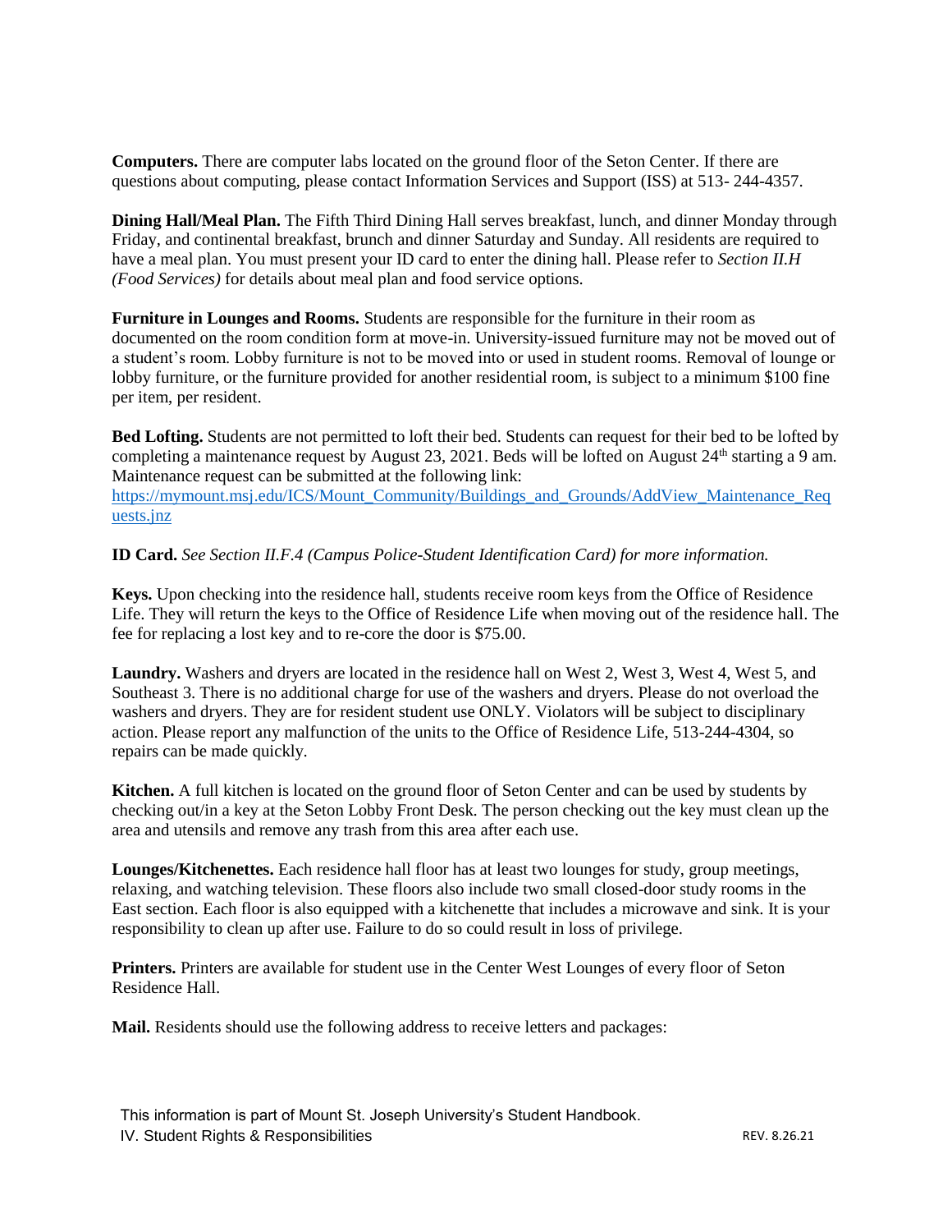**Computers.** There are computer labs located on the ground floor of the Seton Center. If there are questions about computing, please contact Information Services and Support (ISS) at 513- 244-4357.

**Dining Hall/Meal Plan.** The Fifth Third Dining Hall serves breakfast, lunch, and dinner Monday through Friday, and continental breakfast, brunch and dinner Saturday and Sunday. All residents are required to have a meal plan. You must present your ID card to enter the dining hall. Please refer to *Section II.H (Food Services)* for details about meal plan and food service options.

**Furniture in Lounges and Rooms.** Students are responsible for the furniture in their room as documented on the room condition form at move-in. University-issued furniture may not be moved out of a student's room. Lobby furniture is not to be moved into or used in student rooms. Removal of lounge or lobby furniture, or the furniture provided for another residential room, is subject to a minimum $100 fine per item, per resident.

**Bed Lofting.** Students are not permitted to loft their bed. Students can request for their bed to be lofted by completing a maintenance request by August 23, 2021. Beds will be lofted on August 24th starting a 9 am. Maintenance request can be submitted at the following link: https://mymount.msj.edu/ICS/Mount_Community/Buildings_and_Grounds/AddView_Maintenance_Requests.jnz

**ID Card.** *See Section II.F.4 (Campus Police-Student Identification Card) for more information.*

**Keys.** Upon checking into the residence hall, students receive room keys from the Office of Residence Life. They will return the keys to the Office of Residence Life when moving out of the residence hall. The fee for replacing a lost key and to re-core the door is $75.00.

**Laundry.** Washers and dryers are located in the residence hall on West 2, West 3, West 4, West 5, and Southeast 3. There is no additional charge for use of the washers and dryers. Please do not overload the washers and dryers. They are for resident student use ONLY. Violators will be subject to disciplinary action. Please report any malfunction of the units to the Office of Residence Life, 513-244-4304, so repairs can be made quickly.

**Kitchen.** A full kitchen is located on the ground floor of Seton Center and can be used by students by checking out/in a key at the Seton Lobby Front Desk. The person checking out the key must clean up the area and utensils and remove any trash from this area after each use.

**Lounges/Kitchenettes.** Each residence hall floor has at least two lounges for study, group meetings, relaxing, and watching television. These floors also include two small closed-door study rooms in the East section. Each floor is also equipped with a kitchenette that includes a microwave and sink. It is your responsibility to clean up after use. Failure to do so could result in loss of privilege.

**Printers.** Printers are available for student use in the Center West Lounges of every floor of Seton Residence Hall.

**Mail.** Residents should use the following address to receive letters and packages: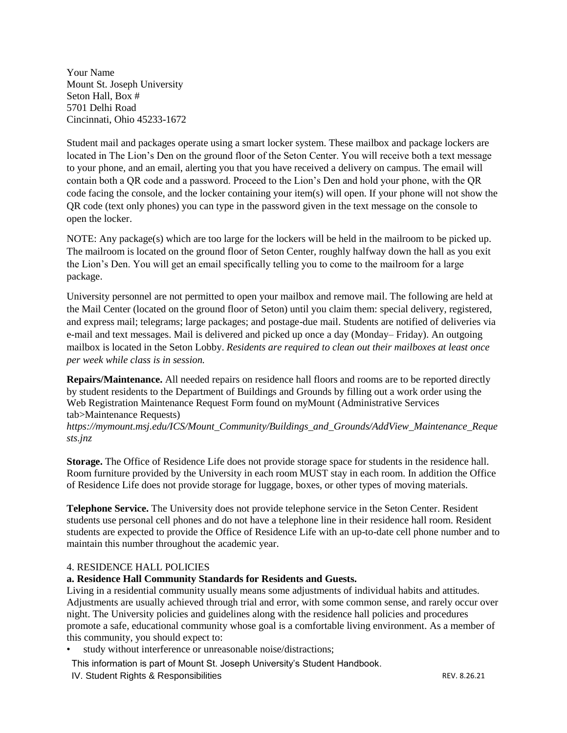Your Name
Mount St. Joseph University
Seton Hall, Box #
5701 Delhi Road
Cincinnati, Ohio 45233-1672

Student mail and packages operate using a smart locker system. These mailbox and package lockers are located in The Lion's Den on the ground floor of the Seton Center. You will receive both a text message to your phone, and an email, alerting you that you have received a delivery on campus. The email will contain both a QR code and a password. Proceed to the Lion's Den and hold your phone, with the QR code facing the console, and the locker containing your item(s) will open. If your phone will not show the QR code (text only phones) you can type in the password given in the text message on the console to open the locker.

NOTE: Any package(s) which are too large for the lockers will be held in the mailroom to be picked up. The mailroom is located on the ground floor of Seton Center, roughly halfway down the hall as you exit the Lion's Den. You will get an email specifically telling you to come to the mailroom for a large package.

University personnel are not permitted to open your mailbox and remove mail. The following are held at the Mail Center (located on the ground floor of Seton) until you claim them: special delivery, registered, and express mail; telegrams; large packages; and postage-due mail. Students are notified of deliveries via e-mail and text messages. Mail is delivered and picked up once a day (Monday– Friday). An outgoing mailbox is located in the Seton Lobby. *Residents are required to clean out their mailboxes at least once per week while class is in session.*

**Repairs/Maintenance.** All needed repairs on residence hall floors and rooms are to be reported directly by student residents to the Department of Buildings and Grounds by filling out a work order using the Web Registration Maintenance Request Form found on myMount (Administrative Services tab>Maintenance Requests) *https://mymount.msj.edu/ICS/Mount_Community/Buildings_and_Grounds/AddView_Maintenance_Requests.jnz*

**Storage.** The Office of Residence Life does not provide storage space for students in the residence hall. Room furniture provided by the University in each room MUST stay in each room. In addition the Office of Residence Life does not provide storage for luggage, boxes, or other types of moving materials.

**Telephone Service.** The University does not provide telephone service in the Seton Center. Resident students use personal cell phones and do not have a telephone line in their residence hall room. Resident students are expected to provide the Office of Residence Life with an up-to-date cell phone number and to maintain this number throughout the academic year.

## 4. RESIDENCE HALL POLICIES

### a. Residence Hall Community Standards for Residents and Guests.

Living in a residential community usually means some adjustments of individual habits and attitudes. Adjustments are usually achieved through trial and error, with some common sense, and rarely occur over night. The University policies and guidelines along with the residence hall policies and procedures promote a safe, educational community whose goal is a comfortable living environment. As a member of this community, you should expect to:

- study without interference or unreasonable noise/distractions;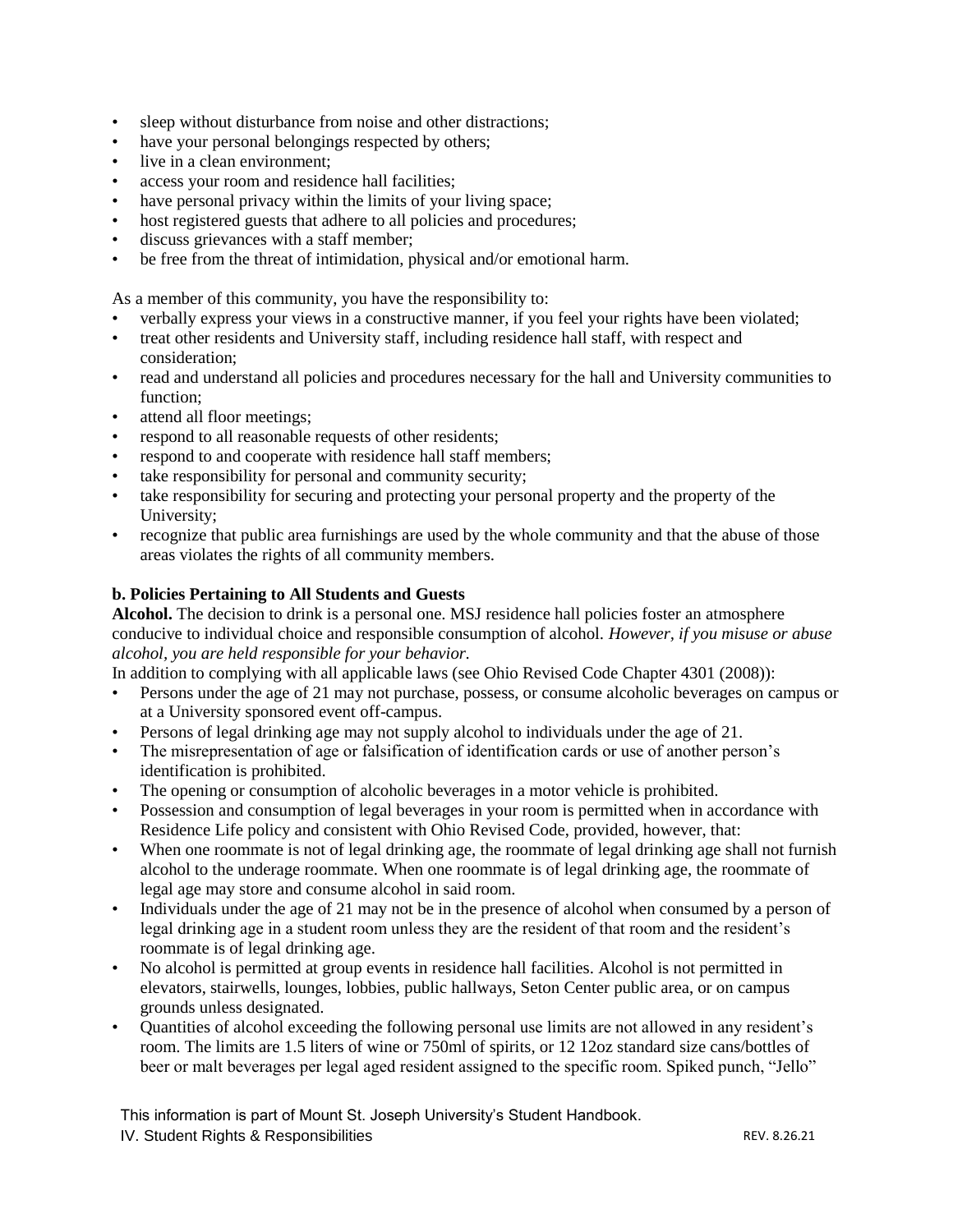- sleep without disturbance from noise and other distractions;
- have your personal belongings respected by others;
- live in a clean environment;
- access your room and residence hall facilities;
- have personal privacy within the limits of your living space;
- host registered guests that adhere to all policies and procedures;
- discuss grievances with a staff member;
- be free from the threat of intimidation, physical and/or emotional harm.

As a member of this community, you have the responsibility to:

- verbally express your views in a constructive manner, if you feel your rights have been violated;
- treat other residents and University staff, including residence hall staff, with respect and consideration;
- read and understand all policies and procedures necessary for the hall and University communities to function;
- attend all floor meetings;
- respond to all reasonable requests of other residents;
- respond to and cooperate with residence hall staff members;
- take responsibility for personal and community security;
- take responsibility for securing and protecting your personal property and the property of the University;
- recognize that public area furnishings are used by the whole community and that the abuse of those areas violates the rights of all community members.

### b. Policies Pertaining to All Students and Guests

**Alcohol.** The decision to drink is a personal one. MSJ residence hall policies foster an atmosphere conducive to individual choice and responsible consumption of alcohol. *However, if you misuse or abuse alcohol, you are held responsible for your behavior.*

In addition to complying with all applicable laws (see Ohio Revised Code Chapter 4301 (2008)):

- Persons under the age of 21 may not purchase, possess, or consume alcoholic beverages on campus or at a University sponsored event off-campus.
- Persons of legal drinking age may not supply alcohol to individuals under the age of 21.
- The misrepresentation of age or falsification of identification cards or use of another person's identification is prohibited.
- The opening or consumption of alcoholic beverages in a motor vehicle is prohibited.
- Possession and consumption of legal beverages in your room is permitted when in accordance with Residence Life policy and consistent with Ohio Revised Code, provided, however, that:
- When one roommate is not of legal drinking age, the roommate of legal drinking age shall not furnish alcohol to the underage roommate. When one roommate is of legal drinking age, the roommate of legal age may store and consume alcohol in said room.
- Individuals under the age of 21 may not be in the presence of alcohol when consumed by a person of legal drinking age in a student room unless they are the resident of that room and the resident's roommate is of legal drinking age.
- No alcohol is permitted at group events in residence hall facilities. Alcohol is not permitted in elevators, stairwells, lounges, lobbies, public hallways, Seton Center public area, or on campus grounds unless designated.
- Quantities of alcohol exceeding the following personal use limits are not allowed in any resident's room. The limits are 1.5 liters of wine or 750ml of spirits, or 12 12oz standard size cans/bottles of beer or malt beverages per legal aged resident assigned to the specific room. Spiked punch, "Jello"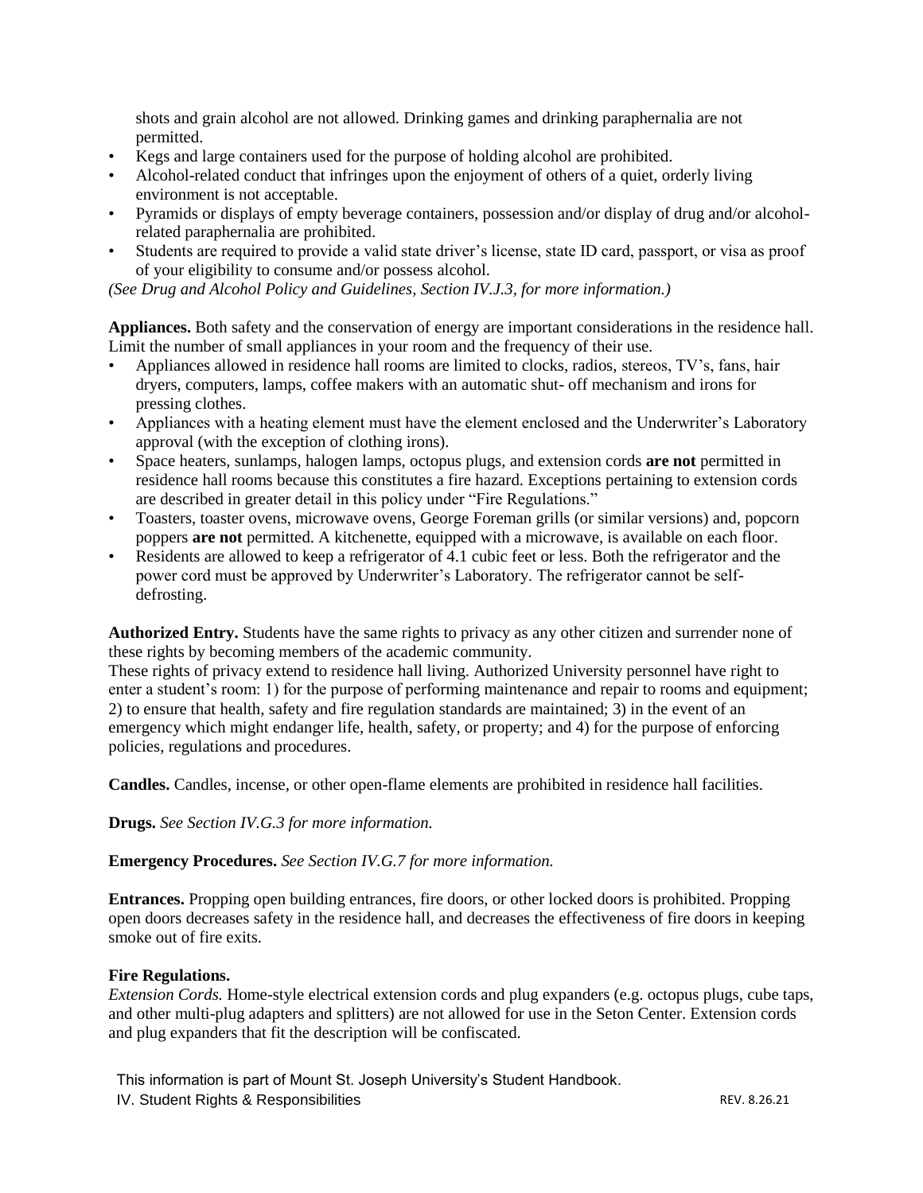shots and grain alcohol are not allowed. Drinking games and drinking paraphernalia are not permitted.

- Kegs and large containers used for the purpose of holding alcohol are prohibited.
- Alcohol-related conduct that infringes upon the enjoyment of others of a quiet, orderly living environment is not acceptable.
- Pyramids or displays of empty beverage containers, possession and/or display of drug and/or alcohol-related paraphernalia are prohibited.
- Students are required to provide a valid state driver's license, state ID card, passport, or visa as proof of your eligibility to consume and/or possess alcohol.

*(See Drug and Alcohol Policy and Guidelines, Section IV.J.3, for more information.)*

**Appliances.** Both safety and the conservation of energy are important considerations in the residence hall. Limit the number of small appliances in your room and the frequency of their use.

- Appliances allowed in residence hall rooms are limited to clocks, radios, stereos, TV's, fans, hair dryers, computers, lamps, coffee makers with an automatic shut- off mechanism and irons for pressing clothes.
- Appliances with a heating element must have the element enclosed and the Underwriter's Laboratory approval (with the exception of clothing irons).
- Space heaters, sunlamps, halogen lamps, octopus plugs, and extension cords **are not** permitted in residence hall rooms because this constitutes a fire hazard. Exceptions pertaining to extension cords are described in greater detail in this policy under "Fire Regulations."
- Toasters, toaster ovens, microwave ovens, George Foreman grills (or similar versions) and, popcorn poppers **are not** permitted. A kitchenette, equipped with a microwave, is available on each floor.
- Residents are allowed to keep a refrigerator of 4.1 cubic feet or less. Both the refrigerator and the power cord must be approved by Underwriter's Laboratory. The refrigerator cannot be self-defrosting.

**Authorized Entry.** Students have the same rights to privacy as any other citizen and surrender none of these rights by becoming members of the academic community.
These rights of privacy extend to residence hall living. Authorized University personnel have right to enter a student's room: 1) for the purpose of performing maintenance and repair to rooms and equipment; 2) to ensure that health, safety and fire regulation standards are maintained; 3) in the event of an emergency which might endanger life, health, safety, or property; and 4) for the purpose of enforcing policies, regulations and procedures.

**Candles.** Candles, incense, or other open-flame elements are prohibited in residence hall facilities.

**Drugs.** *See Section IV.G.3 for more information.*

**Emergency Procedures.** *See Section IV.G.7 for more information.*

**Entrances.** Propping open building entrances, fire doors, or other locked doors is prohibited. Propping open doors decreases safety in the residence hall, and decreases the effectiveness of fire doors in keeping smoke out of fire exits.

**Fire Regulations.**
*Extension Cords.* Home-style electrical extension cords and plug expanders (e.g. octopus plugs, cube taps, and other multi-plug adapters and splitters) are not allowed for use in the Seton Center. Extension cords and plug expanders that fit the description will be confiscated.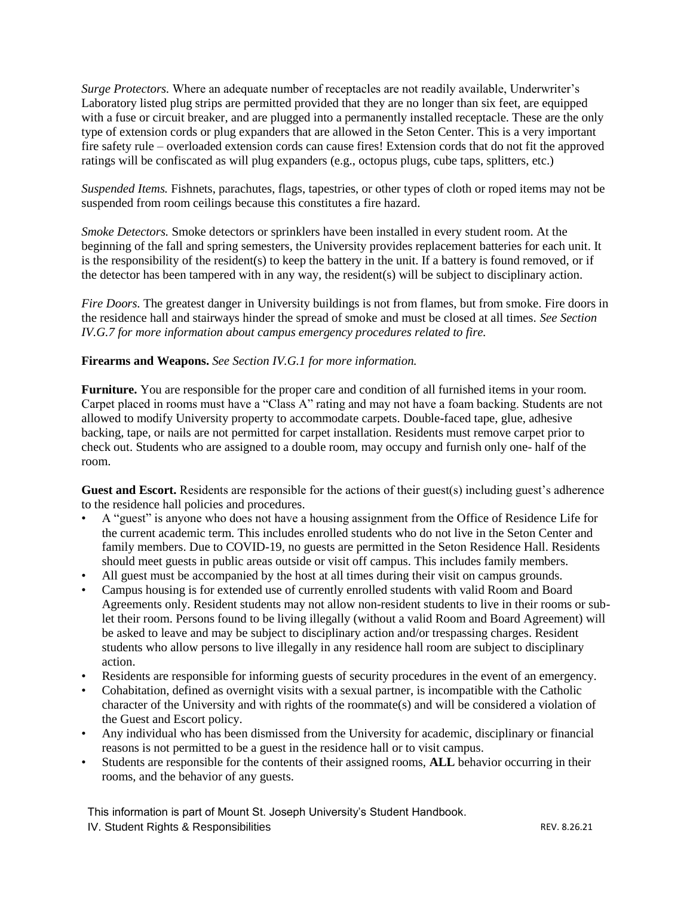*Surge Protectors.* Where an adequate number of receptacles are not readily available, Underwriter's Laboratory listed plug strips are permitted provided that they are no longer than six feet, are equipped with a fuse or circuit breaker, and are plugged into a permanently installed receptacle. These are the only type of extension cords or plug expanders that are allowed in the Seton Center. This is a very important fire safety rule – overloaded extension cords can cause fires! Extension cords that do not fit the approved ratings will be confiscated as will plug expanders (e.g., octopus plugs, cube taps, splitters, etc.)

*Suspended Items.* Fishnets, parachutes, flags, tapestries, or other types of cloth or roped items may not be suspended from room ceilings because this constitutes a fire hazard.

*Smoke Detectors.* Smoke detectors or sprinklers have been installed in every student room. At the beginning of the fall and spring semesters, the University provides replacement batteries for each unit. It is the responsibility of the resident(s) to keep the battery in the unit. If a battery is found removed, or if the detector has been tampered with in any way, the resident(s) will be subject to disciplinary action.

*Fire Doors.* The greatest danger in University buildings is not from flames, but from smoke. Fire doors in the residence hall and stairways hinder the spread of smoke and must be closed at all times. *See Section IV.G.7 for more information about campus emergency procedures related to fire.*

**Firearms and Weapons.** *See Section IV.G.1 for more information.*

**Furniture.** You are responsible for the proper care and condition of all furnished items in your room. Carpet placed in rooms must have a "Class A" rating and may not have a foam backing. Students are not allowed to modify University property to accommodate carpets. Double-faced tape, glue, adhesive backing, tape, or nails are not permitted for carpet installation. Residents must remove carpet prior to check out. Students who are assigned to a double room, may occupy and furnish only one- half of the room.

**Guest and Escort.** Residents are responsible for the actions of their guest(s) including guest's adherence to the residence hall policies and procedures.

- A "guest" is anyone who does not have a housing assignment from the Office of Residence Life for the current academic term. This includes enrolled students who do not live in the Seton Center and family members. Due to COVID-19, no guests are permitted in the Seton Residence Hall. Residents should meet guests in public areas outside or visit off campus. This includes family members.
- All guest must be accompanied by the host at all times during their visit on campus grounds.
- Campus housing is for extended use of currently enrolled students with valid Room and Board Agreements only. Resident students may not allow non-resident students to live in their rooms or sub-let their room. Persons found to be living illegally (without a valid Room and Board Agreement) will be asked to leave and may be subject to disciplinary action and/or trespassing charges. Resident students who allow persons to live illegally in any residence hall room are subject to disciplinary action.
- Residents are responsible for informing guests of security procedures in the event of an emergency.
- Cohabitation, defined as overnight visits with a sexual partner, is incompatible with the Catholic character of the University and with rights of the roommate(s) and will be considered a violation of the Guest and Escort policy.
- Any individual who has been dismissed from the University for academic, disciplinary or financial reasons is not permitted to be a guest in the residence hall or to visit campus.
- Students are responsible for the contents of their assigned rooms, **ALL** behavior occurring in their rooms, and the behavior of any guests.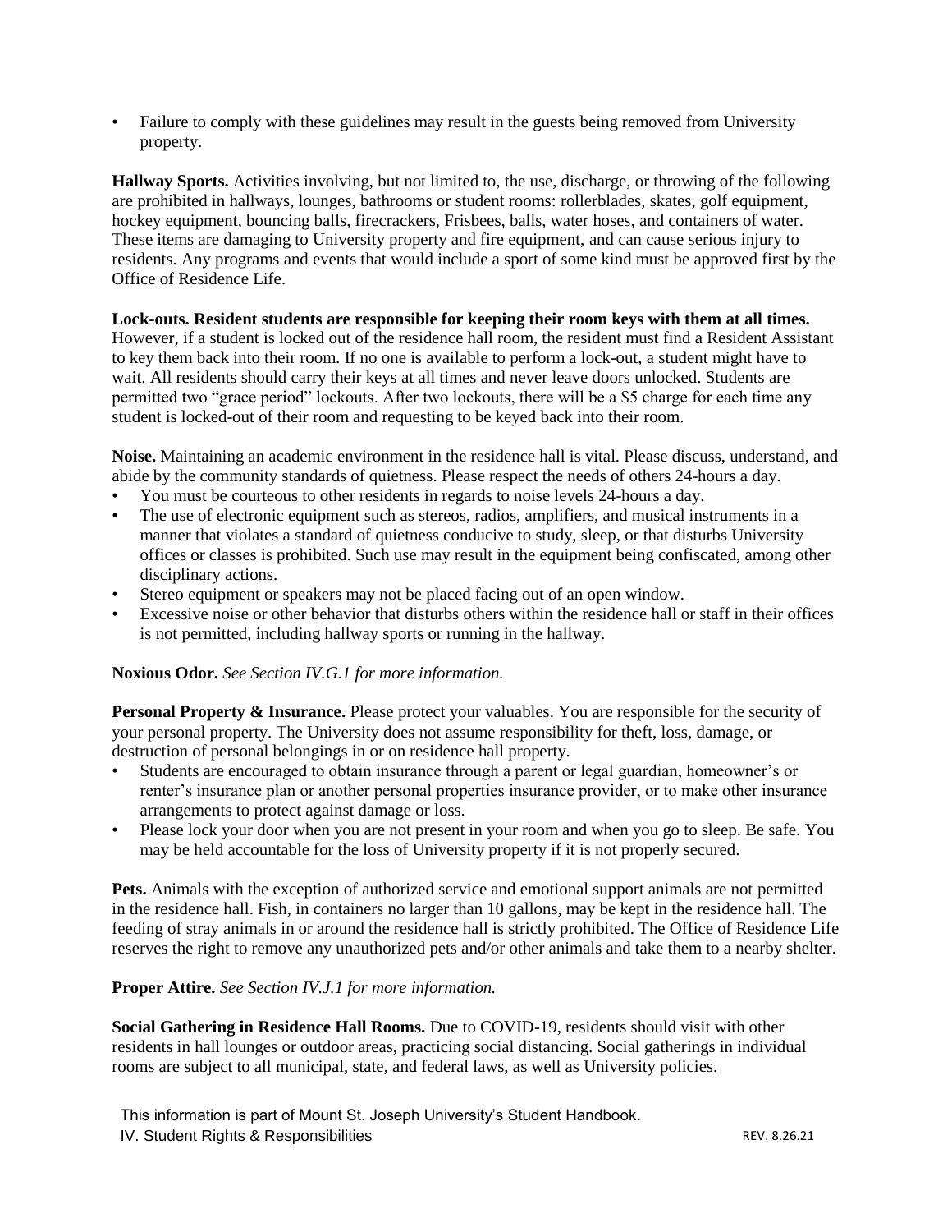- Failure to comply with these guidelines may result in the guests being removed from University property.

**Hallway Sports.** Activities involving, but not limited to, the use, discharge, or throwing of the following are prohibited in hallways, lounges, bathrooms or student rooms: rollerblades, skates, golf equipment, hockey equipment, bouncing balls, firecrackers, Frisbees, balls, water hoses, and containers of water. These items are damaging to University property and fire equipment, and can cause serious injury to residents. Any programs and events that would include a sport of some kind must be approved first by the Office of Residence Life.

**Lock-outs. Resident students are responsible for keeping their room keys with them at all times.** However, if a student is locked out of the residence hall room, the resident must find a Resident Assistant to key them back into their room. If no one is available to perform a lock-out, a student might have to wait. All residents should carry their keys at all times and never leave doors unlocked. Students are permitted two "grace period" lockouts. After two lockouts, there will be a $5 charge for each time any student is locked-out of their room and requesting to be keyed back into their room.

**Noise.** Maintaining an academic environment in the residence hall is vital. Please discuss, understand, and abide by the community standards of quietness. Please respect the needs of others 24-hours a day.

- You must be courteous to other residents in regards to noise levels 24-hours a day.
- The use of electronic equipment such as stereos, radios, amplifiers, and musical instruments in a manner that violates a standard of quietness conducive to study, sleep, or that disturbs University offices or classes is prohibited. Such use may result in the equipment being confiscated, among other disciplinary actions.
- Stereo equipment or speakers may not be placed facing out of an open window.
- Excessive noise or other behavior that disturbs others within the residence hall or staff in their offices is not permitted, including hallway sports or running in the hallway.

**Noxious Odor.** *See Section IV.G.1 for more information.*

**Personal Property & Insurance.** Please protect your valuables. You are responsible for the security of your personal property. The University does not assume responsibility for theft, loss, damage, or destruction of personal belongings in or on residence hall property.

- Students are encouraged to obtain insurance through a parent or legal guardian, homeowner's or renter's insurance plan or another personal properties insurance provider, or to make other insurance arrangements to protect against damage or loss.
- Please lock your door when you are not present in your room and when you go to sleep. Be safe. You may be held accountable for the loss of University property if it is not properly secured.

**Pets.** Animals with the exception of authorized service and emotional support animals are not permitted in the residence hall. Fish, in containers no larger than 10 gallons, may be kept in the residence hall. The feeding of stray animals in or around the residence hall is strictly prohibited. The Office of Residence Life reserves the right to remove any unauthorized pets and/or other animals and take them to a nearby shelter.

**Proper Attire.** *See Section IV.J.1 for more information.*

**Social Gathering in Residence Hall Rooms.** Due to COVID-19, residents should visit with other residents in hall lounges or outdoor areas, practicing social distancing. Social gatherings in individual rooms are subject to all municipal, state, and federal laws, as well as University policies.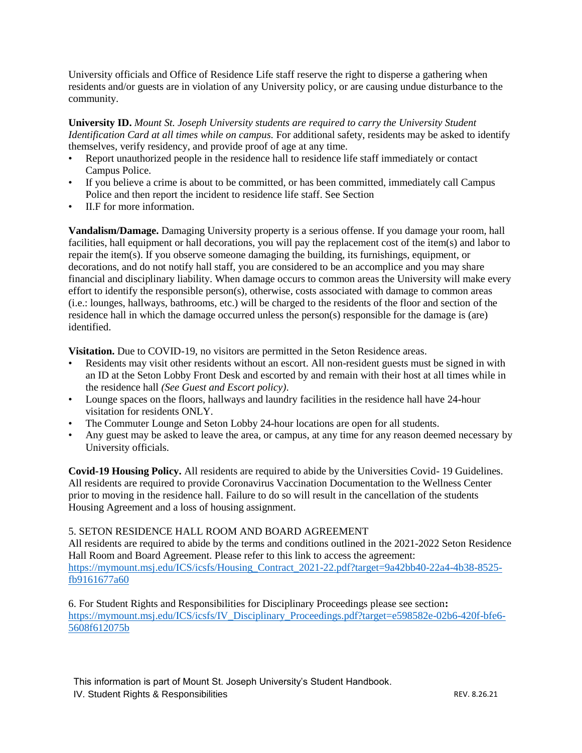University officials and Office of Residence Life staff reserve the right to disperse a gathering when residents and/or guests are in violation of any University policy, or are causing undue disturbance to the community.

**University ID.** *Mount St. Joseph University students are required to carry the University Student Identification Card at all times while on campus.* For additional safety, residents may be asked to identify themselves, verify residency, and provide proof of age at any time.

- Report unauthorized people in the residence hall to residence life staff immediately or contact Campus Police.
- If you believe a crime is about to be committed, or has been committed, immediately call Campus Police and then report the incident to residence life staff. See Section
- II.F for more information.

**Vandalism/Damage.** Damaging University property is a serious offense. If you damage your room, hall facilities, hall equipment or hall decorations, you will pay the replacement cost of the item(s) and labor to repair the item(s). If you observe someone damaging the building, its furnishings, equipment, or decorations, and do not notify hall staff, you are considered to be an accomplice and you may share financial and disciplinary liability. When damage occurs to common areas the University will make every effort to identify the responsible person(s), otherwise, costs associated with damage to common areas (i.e.: lounges, hallways, bathrooms, etc.) will be charged to the residents of the floor and section of the residence hall in which the damage occurred unless the person(s) responsible for the damage is (are) identified.

**Visitation.** Due to COVID-19, no visitors are permitted in the Seton Residence areas.

- Residents may visit other residents without an escort. All non-resident guests must be signed in with an ID at the Seton Lobby Front Desk and escorted by and remain with their host at all times while in the residence hall *(See Guest and Escort policy)*.
- Lounge spaces on the floors, hallways and laundry facilities in the residence hall have 24-hour visitation for residents ONLY.
- The Commuter Lounge and Seton Lobby 24-hour locations are open for all students.
- Any guest may be asked to leave the area, or campus, at any time for any reason deemed necessary by University officials.

**Covid-19 Housing Policy.** All residents are required to abide by the Universities Covid- 19 Guidelines. All residents are required to provide Coronavirus Vaccination Documentation to the Wellness Center prior to moving in the residence hall. Failure to do so will result in the cancellation of the students Housing Agreement and a loss of housing assignment.

5. SETON RESIDENCE HALL ROOM AND BOARD AGREEMENT
All residents are required to abide by the terms and conditions outlined in the 2021-2022 Seton Residence Hall Room and Board Agreement. Please refer to this link to access the agreement:
https://mymount.msj.edu/ICS/icsfs/Housing_Contract_2021-22.pdf?target=9a42bb40-22a4-4b38-8525-fb9161677a60

6. For Student Rights and Responsibilities for Disciplinary Proceedings please see section**:**
https://mymount.msj.edu/ICS/icsfs/IV_Disciplinary_Proceedings.pdf?target=e598582e-02b6-420f-bfe6-5608f612075b